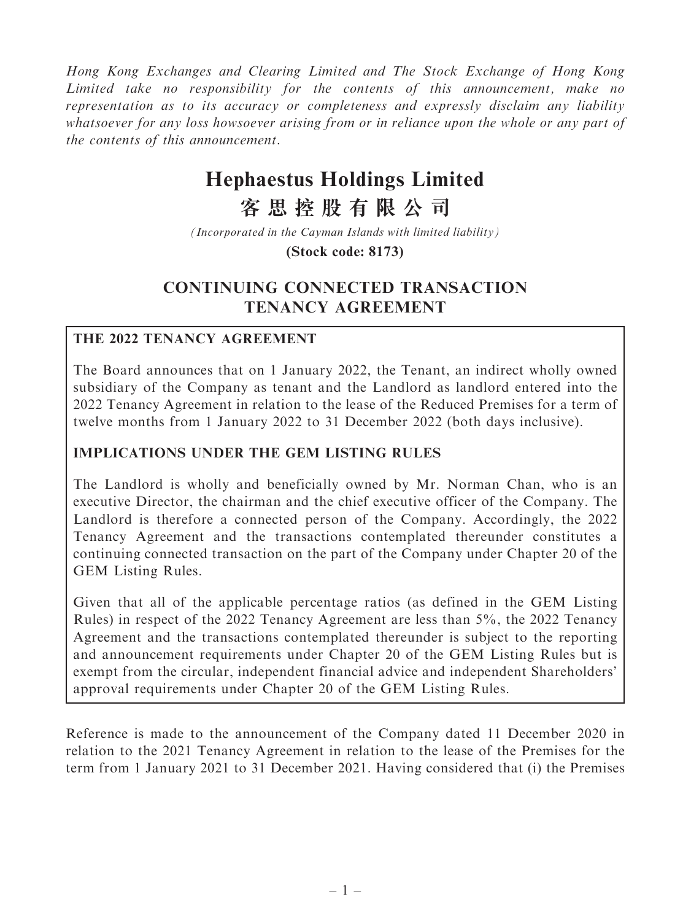*Hong Kong Exchanges and Clearing Limited and The Stock Exchange of Hong Kong Limited take no responsibility for the contents of this announcement, make no representation as to its accuracy or completeness and expressly disclaim any liability whatsoever for any loss howsoever arising from or in reliance upon the whole or any part of the contents of this announcement.*

# Hephaestus Holdings Limited
# 客思控股有限公司

*(Incorporated in the Cayman Islands with limited liability)*

**(Stock code: 8173)**

## CONTINUING CONNECTED TRANSACTION TENANCY AGREEMENT

**THE 2022 TENANCY AGREEMENT**

The Board announces that on 1 January 2022, the Tenant, an indirect wholly owned subsidiary of the Company as tenant and the Landlord as landlord entered into the 2022 Tenancy Agreement in relation to the lease of the Reduced Premises for a term of twelve months from 1 January 2022 to 31 December 2022 (both days inclusive).

**IMPLICATIONS UNDER THE GEM LISTING RULES**

The Landlord is wholly and beneficially owned by Mr. Norman Chan, who is an executive Director, the chairman and the chief executive officer of the Company. The Landlord is therefore a connected person of the Company. Accordingly, the 2022 Tenancy Agreement and the transactions contemplated thereunder constitutes a continuing connected transaction on the part of the Company under Chapter 20 of the GEM Listing Rules.

Given that all of the applicable percentage ratios (as defined in the GEM Listing Rules) in respect of the 2022 Tenancy Agreement are less than 5%, the 2022 Tenancy Agreement and the transactions contemplated thereunder is subject to the reporting and announcement requirements under Chapter 20 of the GEM Listing Rules but is exempt from the circular, independent financial advice and independent Shareholders' approval requirements under Chapter 20 of the GEM Listing Rules.

Reference is made to the announcement of the Company dated 11 December 2020 in relation to the 2021 Tenancy Agreement in relation to the lease of the Premises for the term from 1 January 2021 to 31 December 2021. Having considered that (i) the Premises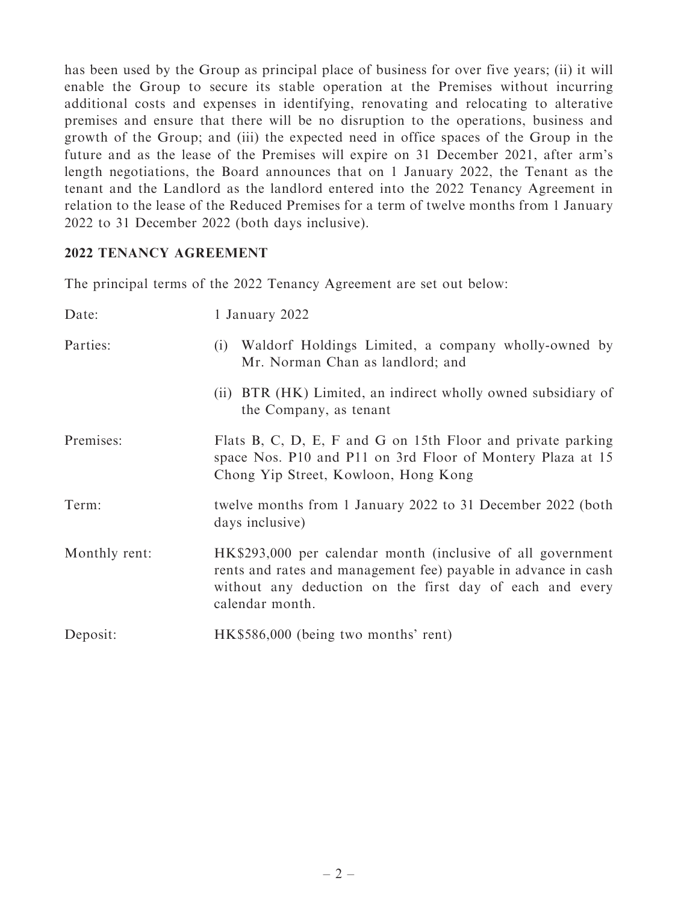has been used by the Group as principal place of business for over five years; (ii) it will enable the Group to secure its stable operation at the Premises without incurring additional costs and expenses in identifying, renovating and relocating to alterative premises and ensure that there will be no disruption to the operations, business and growth of the Group; and (iii) the expected need in office spaces of the Group in the future and as the lease of the Premises will expire on 31 December 2021, after arm's length negotiations, the Board announces that on 1 January 2022, the Tenant as the tenant and the Landlord as the landlord entered into the 2022 Tenancy Agreement in relation to the lease of the Reduced Premises for a term of twelve months from 1 January 2022 to 31 December 2022 (both days inclusive).

## 2022 TENANCY AGREEMENT

The principal terms of the 2022 Tenancy Agreement are set out below:

| | |
|---|---|
| Date: | 1 January 2022 |
| Parties: | (i) Waldorf Holdings Limited, a company wholly-owned by Mr. Norman Chan as landlord; and<br><br>(ii) BTR (HK) Limited, an indirect wholly owned subsidiary of the Company, as tenant |
| Premises: | Flats B, C, D, E, F and G on 15th Floor and private parking space Nos. P10 and P11 on 3rd Floor of Montery Plaza at 15 Chong Yip Street, Kowloon, Hong Kong |
| Term: | twelve months from 1 January 2022 to 31 December 2022 (both days inclusive) |
| Monthly rent: | HK$293,000 per calendar month (inclusive of all government rents and rates and management fee) payable in advance in cash without any deduction on the first day of each and every calendar month. |
| Deposit: | HK$586,000 (being two months' rent) |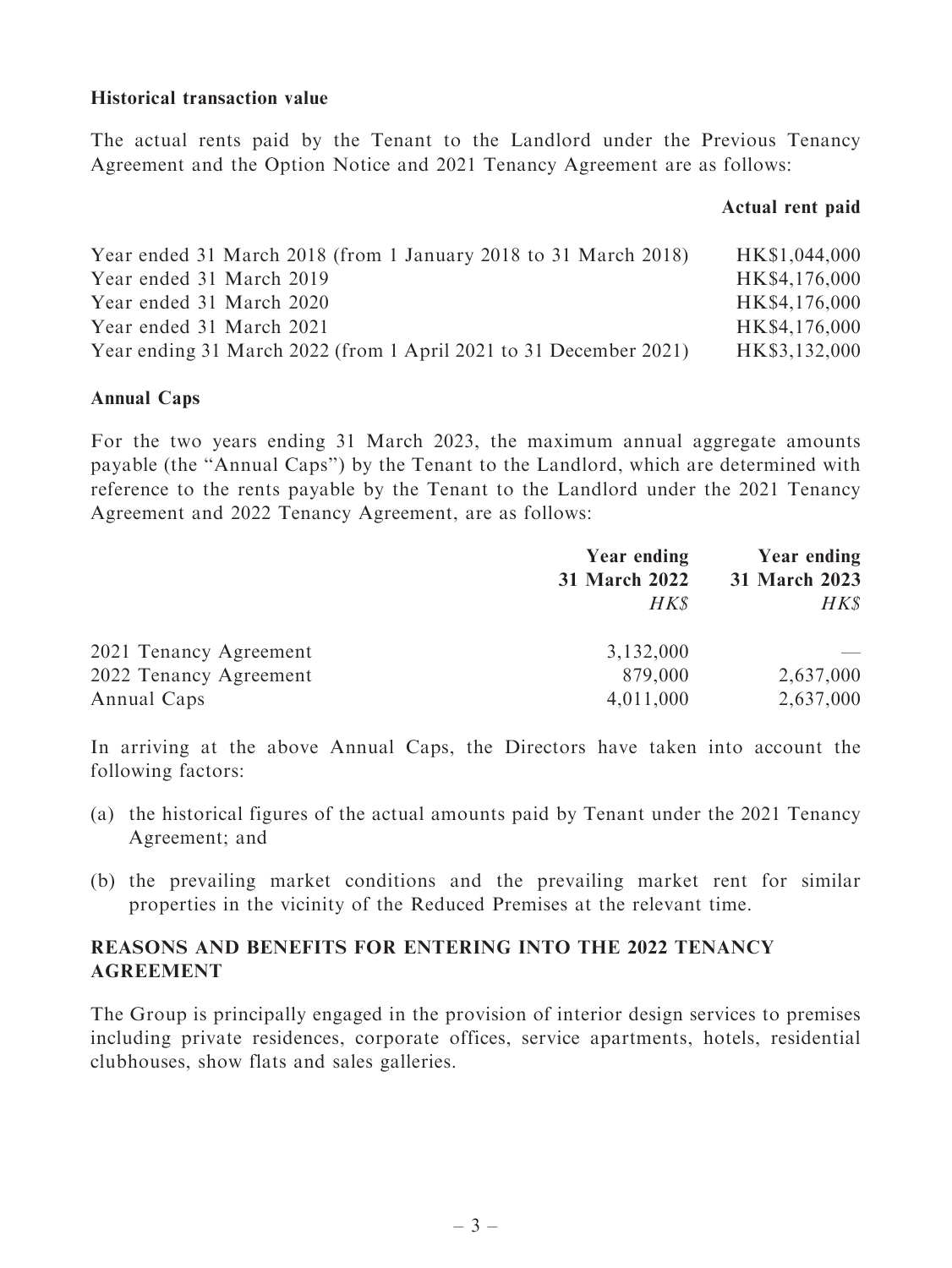**Historical transaction value**

The actual rents paid by the Tenant to the Landlord under the Previous Tenancy Agreement and the Option Notice and 2021 Tenancy Agreement are as follows:

| | **Actual rent paid** |
|---|---|
| Year ended 31 March 2018 (from 1 January 2018 to 31 March 2018) | HK$1,044,000 |
| Year ended 31 March 2019 | HK$4,176,000 |
| Year ended 31 March 2020 | HK$4,176,000 |
| Year ended 31 March 2021 | HK$4,176,000 |
| Year ending 31 March 2022 (from 1 April 2021 to 31 December 2021) | HK$3,132,000 |

**Annual Caps**

For the two years ending 31 March 2023, the maximum annual aggregate amounts payable (the "Annual Caps") by the Tenant to the Landlord, which are determined with reference to the rents payable by the Tenant to the Landlord under the 2021 Tenancy Agreement and 2022 Tenancy Agreement, are as follows:

| | **Year ending 31 March 2022** *HK$* | **Year ending 31 March 2023** *HK$* |
|---|---|---|
| 2021 Tenancy Agreement | 3,132,000 | — |
| 2022 Tenancy Agreement | 879,000 | 2,637,000 |
| Annual Caps | 4,011,000 | 2,637,000 |

In arriving at the above Annual Caps, the Directors have taken into account the following factors:

(a) the historical figures of the actual amounts paid by Tenant under the 2021 Tenancy Agreement; and

(b) the prevailing market conditions and the prevailing market rent for similar properties in the vicinity of the Reduced Premises at the relevant time.

## REASONS AND BENEFITS FOR ENTERING INTO THE 2022 TENANCY AGREEMENT

The Group is principally engaged in the provision of interior design services to premises including private residences, corporate offices, service apartments, hotels, residential clubhouses, show flats and sales galleries.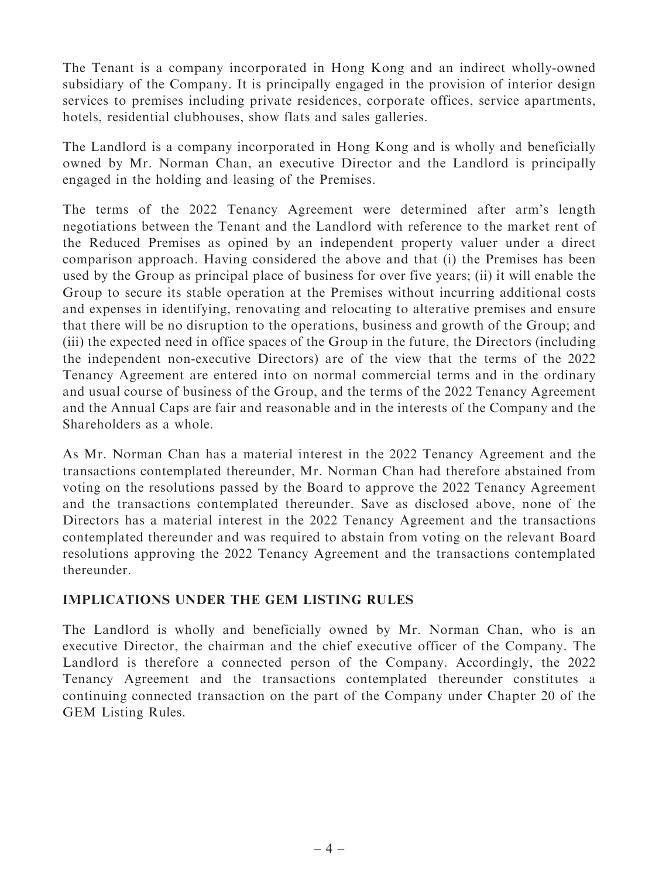The Tenant is a company incorporated in Hong Kong and an indirect wholly-owned subsidiary of the Company. It is principally engaged in the provision of interior design services to premises including private residences, corporate offices, service apartments, hotels, residential clubhouses, show flats and sales galleries.

The Landlord is a company incorporated in Hong Kong and is wholly and beneficially owned by Mr. Norman Chan, an executive Director and the Landlord is principally engaged in the holding and leasing of the Premises.

The terms of the 2022 Tenancy Agreement were determined after arm's length negotiations between the Tenant and the Landlord with reference to the market rent of the Reduced Premises as opined by an independent property valuer under a direct comparison approach. Having considered the above and that (i) the Premises has been used by the Group as principal place of business for over five years; (ii) it will enable the Group to secure its stable operation at the Premises without incurring additional costs and expenses in identifying, renovating and relocating to alterative premises and ensure that there will be no disruption to the operations, business and growth of the Group; and (iii) the expected need in office spaces of the Group in the future, the Directors (including the independent non-executive Directors) are of the view that the terms of the 2022 Tenancy Agreement are entered into on normal commercial terms and in the ordinary and usual course of business of the Group, and the terms of the 2022 Tenancy Agreement and the Annual Caps are fair and reasonable and in the interests of the Company and the Shareholders as a whole.

As Mr. Norman Chan has a material interest in the 2022 Tenancy Agreement and the transactions contemplated thereunder, Mr. Norman Chan had therefore abstained from voting on the resolutions passed by the Board to approve the 2022 Tenancy Agreement and the transactions contemplated thereunder. Save as disclosed above, none of the Directors has a material interest in the 2022 Tenancy Agreement and the transactions contemplated thereunder and was required to abstain from voting on the relevant Board resolutions approving the 2022 Tenancy Agreement and the transactions contemplated thereunder.

## IMPLICATIONS UNDER THE GEM LISTING RULES

The Landlord is wholly and beneficially owned by Mr. Norman Chan, who is an executive Director, the chairman and the chief executive officer of the Company. The Landlord is therefore a connected person of the Company. Accordingly, the 2022 Tenancy Agreement and the transactions contemplated thereunder constitutes a continuing connected transaction on the part of the Company under Chapter 20 of the GEM Listing Rules.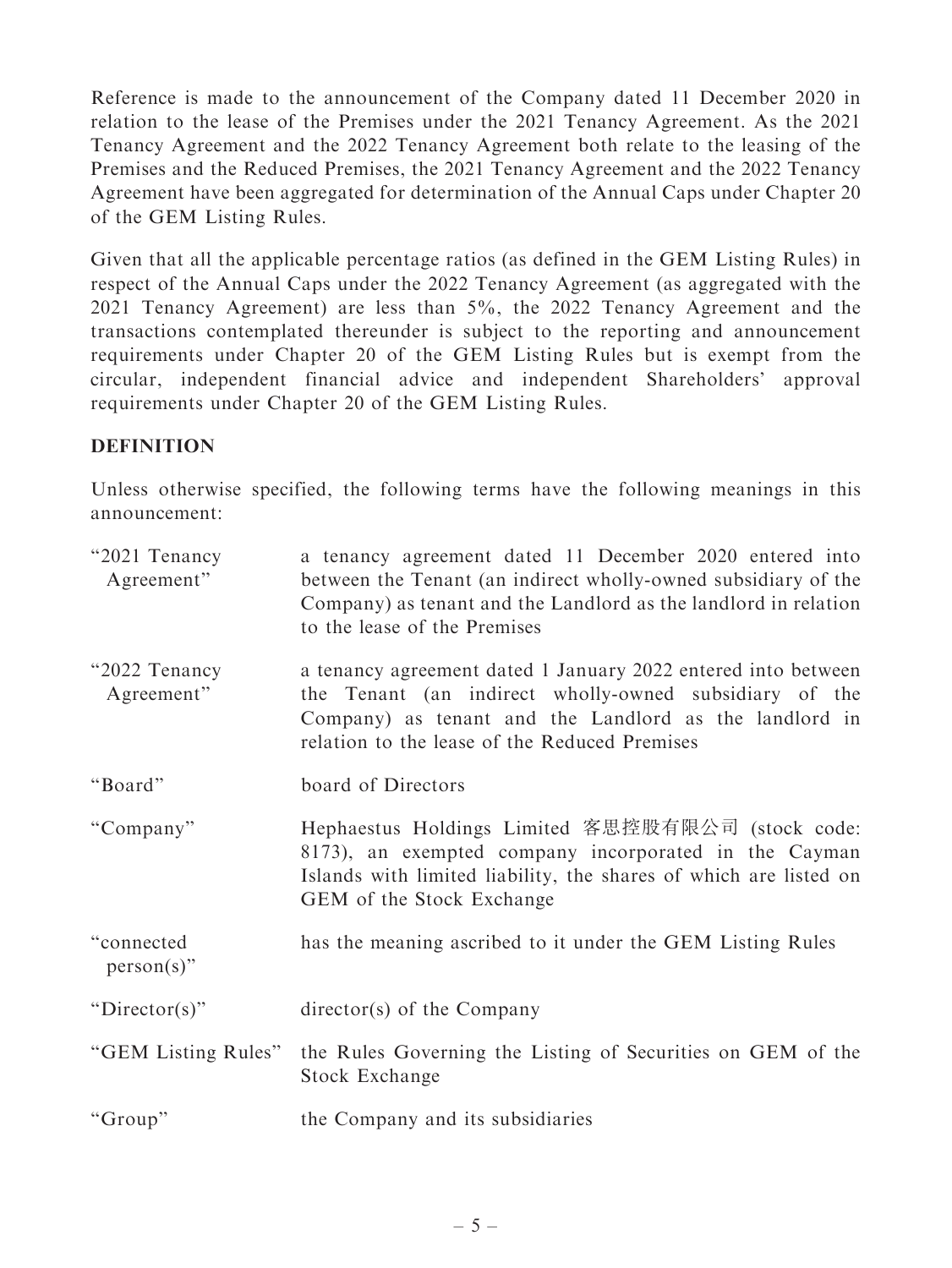Reference is made to the announcement of the Company dated 11 December 2020 in relation to the lease of the Premises under the 2021 Tenancy Agreement. As the 2021 Tenancy Agreement and the 2022 Tenancy Agreement both relate to the leasing of the Premises and the Reduced Premises, the 2021 Tenancy Agreement and the 2022 Tenancy Agreement have been aggregated for determination of the Annual Caps under Chapter 20 of the GEM Listing Rules.

Given that all the applicable percentage ratios (as defined in the GEM Listing Rules) in respect of the Annual Caps under the 2022 Tenancy Agreement (as aggregated with the 2021 Tenancy Agreement) are less than 5%, the 2022 Tenancy Agreement and the transactions contemplated thereunder is subject to the reporting and announcement requirements under Chapter 20 of the GEM Listing Rules but is exempt from the circular, independent financial advice and independent Shareholders' approval requirements under Chapter 20 of the GEM Listing Rules.

**DEFINITION**

Unless otherwise specified, the following terms have the following meanings in this announcement:

| | |
|---|---|
| "2021 Tenancy Agreement" | a tenancy agreement dated 11 December 2020 entered into between the Tenant (an indirect wholly-owned subsidiary of the Company) as tenant and the Landlord as the landlord in relation to the lease of the Premises |
| "2022 Tenancy Agreement" | a tenancy agreement dated 1 January 2022 entered into between the Tenant (an indirect wholly-owned subsidiary of the Company) as tenant and the Landlord as the landlord in relation to the lease of the Reduced Premises |
| "Board" | board of Directors |
| "Company" | Hephaestus Holdings Limited 客思控股有限公司 (stock code: 8173), an exempted company incorporated in the Cayman Islands with limited liability, the shares of which are listed on GEM of the Stock Exchange |
| "connected person(s)" | has the meaning ascribed to it under the GEM Listing Rules |
| "Director(s)" | director(s) of the Company |
| "GEM Listing Rules" | the Rules Governing the Listing of Securities on GEM of the Stock Exchange |
| "Group" | the Company and its subsidiaries |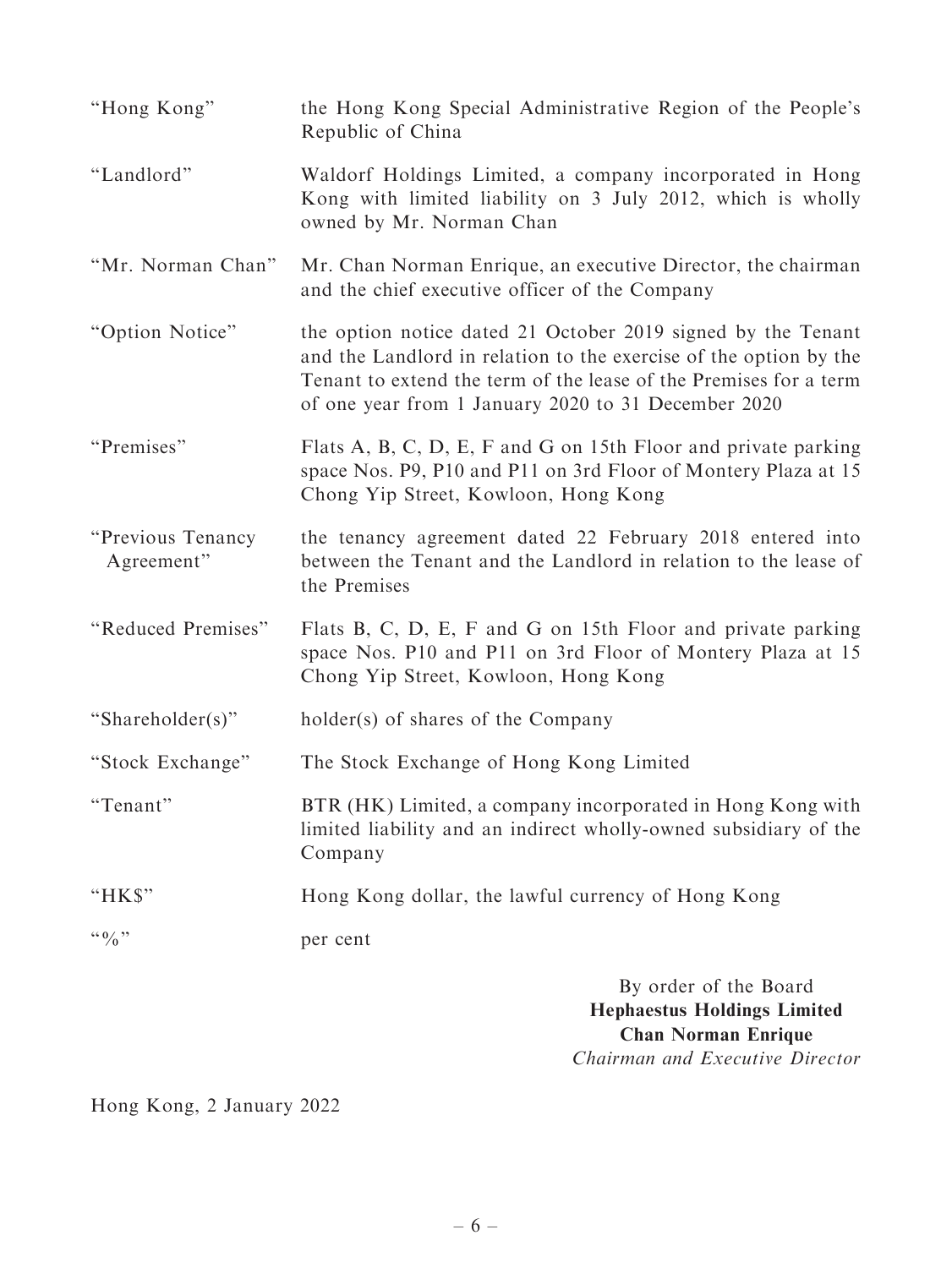| | |
|---|---|
| "Hong Kong" | the Hong Kong Special Administrative Region of the People's Republic of China |
| "Landlord" | Waldorf Holdings Limited, a company incorporated in Hong Kong with limited liability on 3 July 2012, which is wholly owned by Mr. Norman Chan |
| "Mr. Norman Chan" | Mr. Chan Norman Enrique, an executive Director, the chairman and the chief executive officer of the Company |
| "Option Notice" | the option notice dated 21 October 2019 signed by the Tenant and the Landlord in relation to the exercise of the option by the Tenant to extend the term of the lease of the Premises for a term of one year from 1 January 2020 to 31 December 2020 |
| "Premises" | Flats A, B, C, D, E, F and G on 15th Floor and private parking space Nos. P9, P10 and P11 on 3rd Floor of Montery Plaza at 15 Chong Yip Street, Kowloon, Hong Kong |
| "Previous Tenancy Agreement" | the tenancy agreement dated 22 February 2018 entered into between the Tenant and the Landlord in relation to the lease of the Premises |
| "Reduced Premises" | Flats B, C, D, E, F and G on 15th Floor and private parking space Nos. P10 and P11 on 3rd Floor of Montery Plaza at 15 Chong Yip Street, Kowloon, Hong Kong |
| "Shareholder(s)" | holder(s) of shares of the Company |
| "Stock Exchange" | The Stock Exchange of Hong Kong Limited |
| "Tenant" | BTR (HK) Limited, a company incorporated in Hong Kong with limited liability and an indirect wholly-owned subsidiary of the Company |
| "HK$" | Hong Kong dollar, the lawful currency of Hong Kong |
| "%" | per cent |

By order of the Board
**Hephaestus Holdings Limited**
**Chan Norman Enrique**
*Chairman and Executive Director*

Hong Kong, 2 January 2022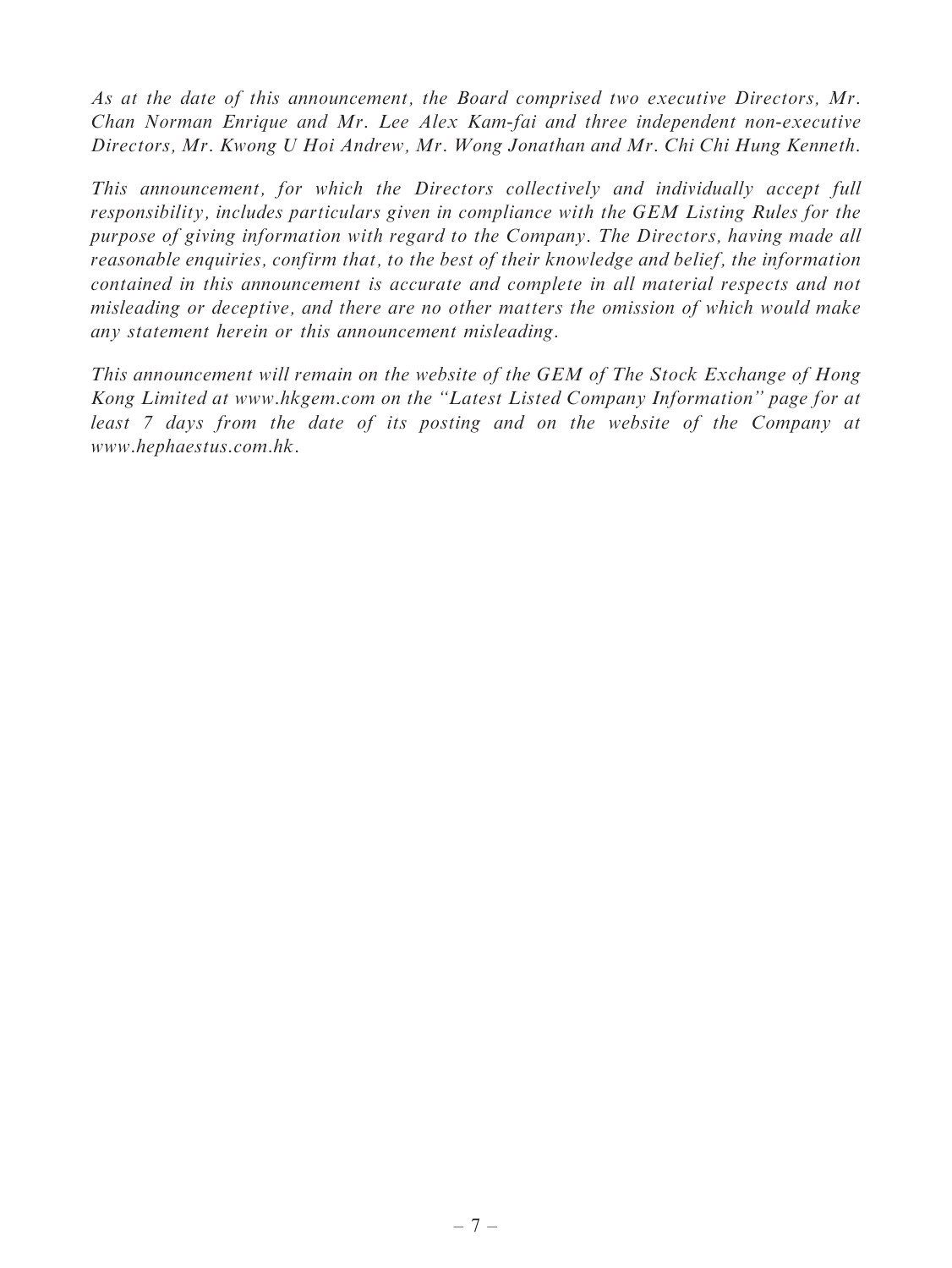*As at the date of this announcement, the Board comprised two executive Directors, Mr. Chan Norman Enrique and Mr. Lee Alex Kam-fai and three independent non-executive Directors, Mr. Kwong U Hoi Andrew, Mr. Wong Jonathan and Mr. Chi Chi Hung Kenneth.*

*This announcement, for which the Directors collectively and individually accept full responsibility, includes particulars given in compliance with the GEM Listing Rules for the purpose of giving information with regard to the Company. The Directors, having made all reasonable enquiries, confirm that, to the best of their knowledge and belief, the information contained in this announcement is accurate and complete in all material respects and not misleading or deceptive, and there are no other matters the omission of which would make any statement herein or this announcement misleading.*

*This announcement will remain on the website of the GEM of The Stock Exchange of Hong Kong Limited at www.hkgem.com on the "Latest Listed Company Information" page for at least 7 days from the date of its posting and on the website of the Company at www.hephaestus.com.hk.*